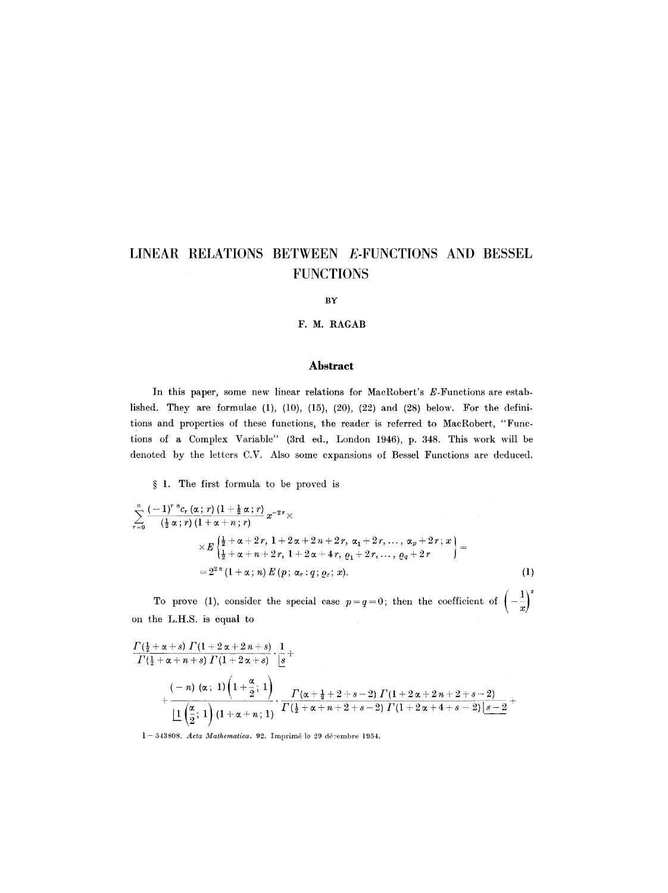# LINEAR RELATIONS BETWEEN $E$-FUNCTIONS AND BESSEL FUNCTIONS

BY

F. M. RAGAB

## Abstract

In this paper, some new linear relations for MacRobert's $E$-Functions are established. They are formulae (1), (10), (15), (20), (22) and (28) below. For the definitions and properties of these functions, the reader is referred to MacRobert, "Functions of a Complex Variable" (3rd ed., London 1946), p. 348. This work will be denoted by the letters C.V. Also some expansions of Bessel Functions are deduced.

§ 1. The first formula to be proved is

$$\sum_{r=0}^{n} \frac{(-1)^r\, {}^n c_r\, (\alpha; r)\, (1+\tfrac{1}{2}\alpha; r)}{(\tfrac{1}{2}\alpha; r)\,(1+\alpha+n; r)} x^{-2r} \times$$

$$\times E\left\{\begin{matrix}\tfrac{1}{2}+\alpha+2r,\ 1+2\alpha+2n+2r,\ \alpha_1+2r, \ldots,\ \alpha_p+2r;\ x\\ \tfrac{1}{2}+\alpha+n+2r,\ 1+2\alpha+4r,\ \varrho_1+2r, \ldots,\ \varrho_q+2r\end{matrix}\right\} =$$

$$= 2^{2n}(1+\alpha; n)\, E(p;\alpha_r : q; \varrho_s; x). \tag{1}$$

To prove (1), consider the special case $p=q=0$; then the coefficient of $\left(-\dfrac{1}{x}\right)^s$ on the L.H.S. is equal to

$$\frac{\Gamma(\tfrac{1}{2}+\alpha+s)\,\Gamma(1+2\alpha+2n+s)}{\Gamma(\tfrac{1}{2}+\alpha+n+s)\,\Gamma(1+2\alpha+s)}\cdot\frac{1}{\lfloor s} +$$

$$+\frac{(-n)\,(\alpha;1)\left(1+\dfrac{\alpha}{2};1\right)}{\lfloor 1 \left(\dfrac{\alpha}{2};1\right)(1+\alpha+n;1)}\cdot\frac{\Gamma(\alpha+\tfrac{1}{2}+2+s-2)\,\Gamma(1+2\alpha+2n+2+s-2)}{\Gamma(\tfrac{1}{2}+\alpha+n+2+s-2)\,\Gamma(1+2\alpha+4+s-2)\lfloor s-2} +$$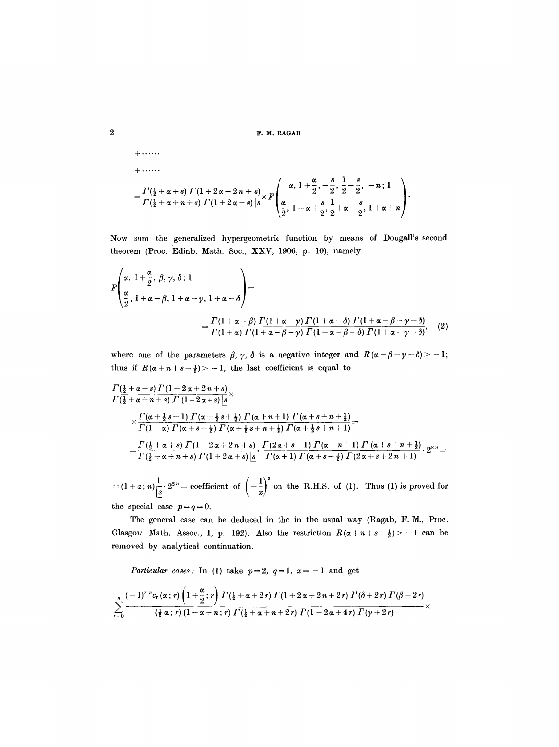$+\ldots\ldots$

$+\ldots\ldots$

$$
=\frac{\Gamma(\frac{1}{2}+\alpha+s)\,\Gamma(1+2\alpha+2n+s)}{\Gamma(\frac{1}{2}+\alpha+n+s)\,\Gamma(1+2\alpha+s)\,\lfloor s}\times F\left(\begin{matrix}\alpha,\,1+\frac{\alpha}{2},\,-\frac{s}{2},\,\frac{1}{2}-\frac{s}{2},\,-n;\,1\\ \frac{\alpha}{2},\,1+\alpha+\frac{s}{2},\,\frac{1}{2}+\alpha+\frac{s}{2},\,1+\alpha+n\end{matrix}\right).
$$

Now sum the generalized hypergeometric function by means of Dougall's second theorem (Proc. Edinb. Math. Soc., XXV, 1906, p. 10), namely

$$
F\left(\begin{matrix}\alpha,\,1+\frac{\alpha}{2},\,\beta,\,\gamma,\,\delta;\,1\\ \frac{\alpha}{2},\,1+\alpha-\beta,\,1+\alpha-\gamma,\,1+\alpha-\delta\end{matrix}\right)=
$$

$$
=\frac{\Gamma(1+\alpha-\beta)\,\Gamma(1+\alpha-\gamma)\,\Gamma(1+\alpha-\delta)\,\Gamma(1+\alpha-\beta-\gamma-\delta)}{\Gamma(1+\alpha)\,\Gamma(1+\alpha-\beta-\gamma)\,\Gamma(1+\alpha-\beta-\delta)\,\Gamma(1+\alpha-\gamma-\delta)}, \tag{2}
$$

where one of the parameters $\beta,\gamma,\delta$ is a negative integer and $R(\alpha-\beta-\gamma-\delta)>-1$; thus if $R(\alpha+n+s-\frac{1}{2})>-1$, the last coefficient is equal to

$$
\frac{\Gamma(\frac{1}{2}+\alpha+s)\,\Gamma(1+2\alpha+2n+s)}{\Gamma(\frac{1}{2}+\alpha+n+s)\,\Gamma(1+2\alpha+s)\,\lfloor s}\times
$$

$$
\times\frac{\Gamma(\alpha+\frac{1}{2}s+1)\,\Gamma(\alpha+\frac{1}{2}s+\frac{1}{2})\,\Gamma(\alpha+n+1)\,\Gamma(\alpha+s+n+\frac{1}{2})}{\Gamma(1+\alpha)\,\Gamma(\alpha+s+\frac{1}{2})\,\Gamma(\alpha+\frac{1}{2}s+n+\frac{1}{2})\,\Gamma(\alpha+\frac{1}{2}s+n+1)}=
$$

$$
=\frac{\Gamma(\frac{1}{2}+\alpha+s)\,\Gamma(1+2\alpha+2n+s)}{\Gamma(\frac{1}{2}+\alpha+n+s)\,\Gamma(1+2\alpha+s)\,\lfloor s}\cdot\frac{\Gamma(2\alpha+s+1)\,\Gamma(\alpha+n+1)\,\Gamma(\alpha+s+n+\frac{1}{2})}{\Gamma(\alpha+1)\,\Gamma(\alpha+s+\frac{1}{2})\,\Gamma(2\alpha+s+2n+1)}\cdot 2^{2n}=
$$

$=(1+\alpha;n)\frac{1}{\lfloor s}\cdot 2^{2n}=$ coefficient of $\left(-\frac{1}{x}\right)^{s}$ on the R.H.S. of (1). Thus (1) is proved for the special case $p=q=0$.

The general case can be deduced in the in the usual way (Ragab, F. M., Proc. Glasgow Math. Assoc., I, p. 192). Also the restriction $R(\alpha+n+s-\frac{1}{2})>-1$ can be removed by analytical continuation.

*Particular cases:* In (1) take $p=2$, $q=1$, $x=-1$ and get

$$
\sum_{r=0}^{n}\frac{(-1)^{r}\,{}^{n}c_{r}(\alpha;r)\left(1+\frac{\alpha}{2};r\right)\Gamma(\frac{1}{2}+\alpha+2r)\,\Gamma(1+2\alpha+2n+2r)\,\Gamma(\delta+2r)\,\Gamma(\beta+2r)}{(\frac{1}{2}\alpha;r)\,(1+\alpha+n;r)\,\Gamma(\frac{1}{2}+\alpha+n+2r)\,\Gamma(1+2\alpha+4r)\,\Gamma(\gamma+2r)}\times
$$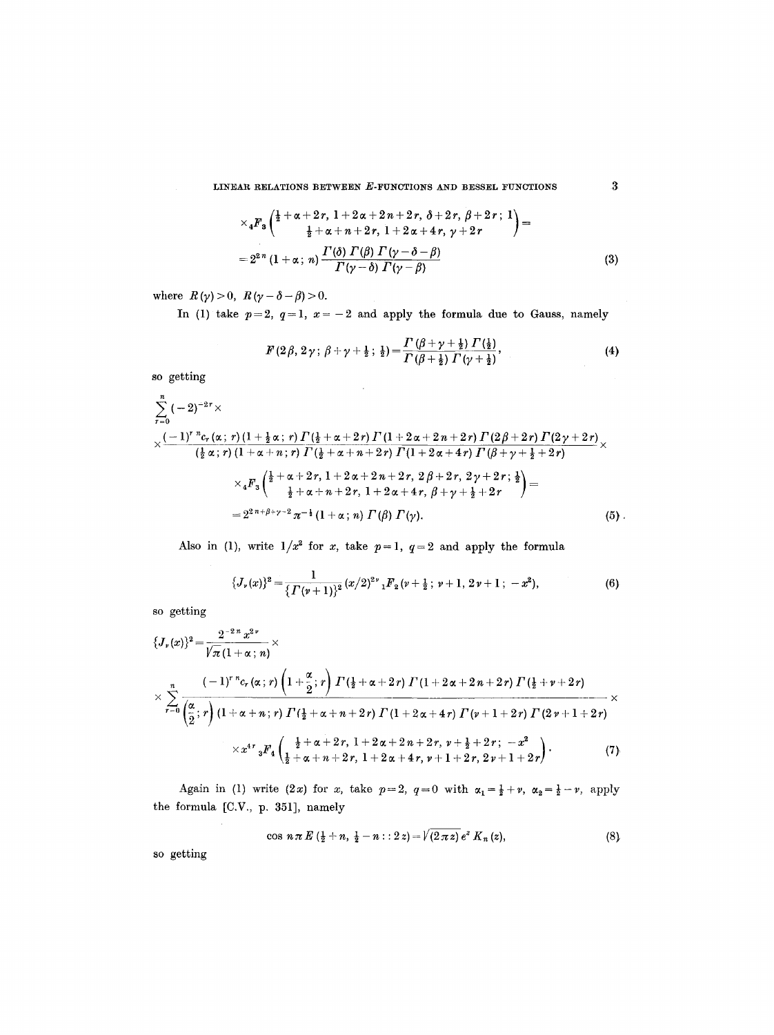$$\times {}_4F_3\left(\begin{matrix}\frac{1}{2}+\alpha+2r,\ 1+2\alpha+2n+2r,\ \delta+2r,\ \beta+2r;\ 1\\ \frac{1}{2}+\alpha+n+2r,\ 1+2\alpha+4r,\ \gamma+2r\end{matrix}\right)=$$

$$=2^{2n}(1+\alpha;\ n)\frac{\Gamma(\delta)\,\Gamma(\beta)\,\Gamma(\gamma-\delta-\beta)}{\Gamma(\gamma-\delta)\,\Gamma(\gamma-\beta)} \tag{3}$$

where $R(\gamma)>0$, $R(\gamma-\delta-\beta)>0$.

In (1) take $p=2$, $q=1$, $x=-2$ and apply the formula due to Gauss, namely

$$F(2\beta,\ 2\gamma;\ \beta+\gamma+\tfrac{1}{2};\ \tfrac{1}{2})=\frac{\Gamma(\beta+\gamma+\frac{1}{2})\,\Gamma(\frac{1}{2})}{\Gamma(\beta+\frac{1}{2})\,\Gamma(\gamma+\frac{1}{2})}, \tag{4}$$

so getting

$$\sum_{r=0}^{n}(-2)^{-2r}\times$$

$$\times\frac{(-1)^r\,{}^nc_r(\alpha;\ r)(1+\frac{1}{2}\alpha;\ r)\,\Gamma(\frac{1}{2}+\alpha+2r)\,\Gamma(1+2\alpha+2n+2r)\,\Gamma(2\beta+2r)\,\Gamma(2\gamma+2r)}{(\frac{1}{2}\alpha;\ r)(1+\alpha+n;\ r)\,\Gamma(\frac{1}{2}+\alpha+n+2r)\,\Gamma(1+2\alpha+4r)\,\Gamma(\beta+\gamma+\frac{1}{2}+2r)}\times$$

$$\times {}_4F_3\left(\begin{matrix}\frac{1}{2}+\alpha+2r,\ 1+2\alpha+2n+2r,\ 2\beta+2r,\ 2\gamma+2r;\ \frac{1}{2}\\ \frac{1}{2}+\alpha+n+2r,\ 1+2\alpha+4r,\ \beta+\gamma+\frac{1}{2}+2r\end{matrix}\right)=$$

$$=2^{2n+\beta+\gamma-2}\pi^{-\frac{1}{2}}(1+\alpha;\ n)\,\Gamma(\beta)\,\Gamma(\gamma). \tag{5}$$

Also in (1), write $1/x^2$ for $x$, take $p=1$, $q=2$ and apply the formula

$$\{J_\nu(x)\}^2=\frac{1}{\{\Gamma(\nu+1)\}^2}(x/2)^{2\nu}\,{}_1F_2(\nu+\tfrac{1}{2};\ \nu+1,\ 2\nu+1;\ -x^2), \tag{6}$$

so getting

$$\{J_\nu(x)\}^2=\frac{2^{-2n}x^{2\nu}}{\sqrt{\pi}(1+\alpha;\ n)}\times$$

$$\times\sum_{r=0}^{n}\frac{(-1)^r\,{}^nc_r(\alpha;\ r)\left(1+\frac{\alpha}{2};\ r\right)\Gamma(\frac{1}{2}+\alpha+2r)\,\Gamma(1+2\alpha+2n+2r)\,\Gamma(\frac{1}{2}+\nu+2r)}{\left(\frac{\alpha}{2};\ r\right)(1+\alpha+n;\ r)\,\Gamma(\frac{1}{2}+\alpha+n+2r)\,\Gamma(1+2\alpha+4r)\,\Gamma(\nu+1+2r)\,\Gamma(2\nu+1+2r)}\times$$

$$\times x^{4r}\,{}_3F_4\left(\begin{matrix}\frac{1}{2}+\alpha+2r,\ 1+2\alpha+2n+2r,\ \nu+\frac{1}{2}+2r;\ -x^2\\ \frac{1}{2}+\alpha+n+2r,\ 1+2\alpha+4r,\ \nu+1+2r,\ 2\nu+1+2r\end{matrix}\right). \tag{7}$$

Again in (1) write $(2x)$ for $x$, take $p=2$, $q=0$ with $\alpha_1=\frac{1}{2}+\nu$, $\alpha_2=\frac{1}{2}-\nu$, apply the formula [C.V., p. 351], namely

$$\cos n\pi\, E(\tfrac{1}{2}+n,\ \tfrac{1}{2}-n::2z)=\sqrt{(2\pi z)}\,e^z K_n(z), \tag{8}$$

so getting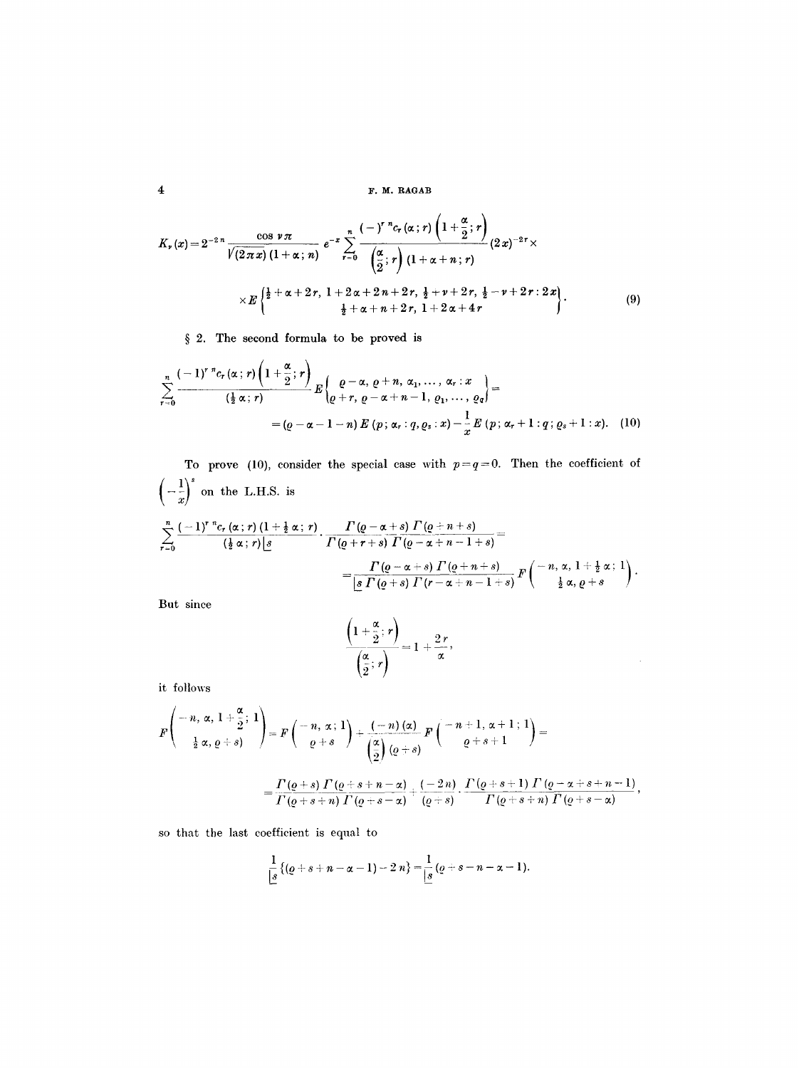$$K_\nu(x) = 2^{-2n} \frac{\cos \nu\pi}{\sqrt{(2\pi x)}\,(1+\alpha; n)} e^{-x} \sum_{r=0}^{n} \frac{(-)^r\, {}^nc_r(\alpha; r)\left(1+\frac{\alpha}{2}; r\right)}{\left(\frac{\alpha}{2}; r\right)(1+\alpha+n; r)} (2x)^{-2r} \times$$

$$\times E\left\{ \begin{matrix} \frac{1}{2}+\alpha+2r,\ 1+2\alpha+2n+2r,\ \frac{1}{2}+\nu+2r,\ \frac{1}{2}-\nu+2r : 2x \\ \frac{1}{2}+\alpha+n+2r,\ 1+2\alpha+4r \end{matrix} \right\}. \tag{9}$$

§ 2. The second formula to be proved is

$$\sum_{r=0}^{n} \frac{(-1)^r\, {}^nc_r(\alpha; r)\left(1+\frac{\alpha}{2}; r\right)}{(\frac{1}{2}\alpha; r)} E\left( \begin{matrix} \varrho-\alpha,\ \varrho+n,\ \alpha_1, \ldots, \alpha_r : x \\ \varrho+r,\ \varrho-\alpha+n-1,\ \varrho_1, \ldots, \varrho_q \end{matrix} \right) =$$

$$= (\varrho-\alpha-1-n)\, E(p; \alpha_r : q, \varrho_s : x) - \frac{1}{x} E(p; \alpha_r+1 : q; \varrho_s+1 : x). \tag{10}$$

To prove (10), consider the special case with $p=q=0$. Then the coefficient of $\left(-\frac{1}{x}\right)^s$ on the L.H.S. is

$$\sum_{r=0}^{n} \frac{(-1)^r\, {}^nc_r(\alpha; r)(1+\frac{1}{2}\alpha; r)}{(\frac{1}{2}\alpha; r)\, \lfloor s} \cdot \frac{\Gamma(\varrho-\alpha+s)\,\Gamma(\varrho+n+s)}{\Gamma(\varrho+r+s)\,\Gamma(\varrho-\alpha+n-1+s)} =$$

$$= \frac{\Gamma(\varrho-\alpha+s)\,\Gamma(\varrho+n+s)}{\lfloor s\, \Gamma(\varrho+s)\,\Gamma(r-\alpha+n-1+s)} F\left( \begin{matrix} -n,\ \alpha,\ 1+\frac{1}{2}\alpha;\ 1 \\ \frac{1}{2}\alpha,\ \varrho+s \end{matrix} \right).$$

But since

$$\frac{\left(1+\frac{\alpha}{2}; r\right)}{\left(\frac{\alpha}{2}; r\right)} = 1 + \frac{2r}{\alpha},$$

it follows

$$F\left( \begin{matrix} -n,\ \alpha,\ 1+\frac{\alpha}{2};\ 1 \\ \frac{1}{2}\alpha,\ \varrho+s \end{matrix} \right) = F\left( \begin{matrix} -n,\ \alpha;\ 1 \\ \varrho+s \end{matrix} \right) + \frac{(-n)(\alpha)}{\left(\frac{\alpha}{2}\right)(\varrho+s)} F\left( \begin{matrix} -n+1,\ \alpha+1;\ 1 \\ \varrho+s+1 \end{matrix} \right) =$$

$$= \frac{\Gamma(\varrho+s)\,\Gamma(\varrho+s+n-\alpha)}{\Gamma(\varrho+s+n)\,\Gamma(\varrho+s-\alpha)} + \frac{(-2n)}{(\varrho+s)} \cdot \frac{\Gamma(\varrho+s+1)\,\Gamma(\varrho-\alpha+s+n-1)}{\Gamma(\varrho+s+n)\,\Gamma(\varrho+s-\alpha)},$$

so that the last coefficient is equal to

$$\frac{1}{\lfloor s}\{(\varrho+s+n-\alpha-1)-2n\} = \frac{1}{\lfloor s}(\varrho+s-n-\alpha-1).$$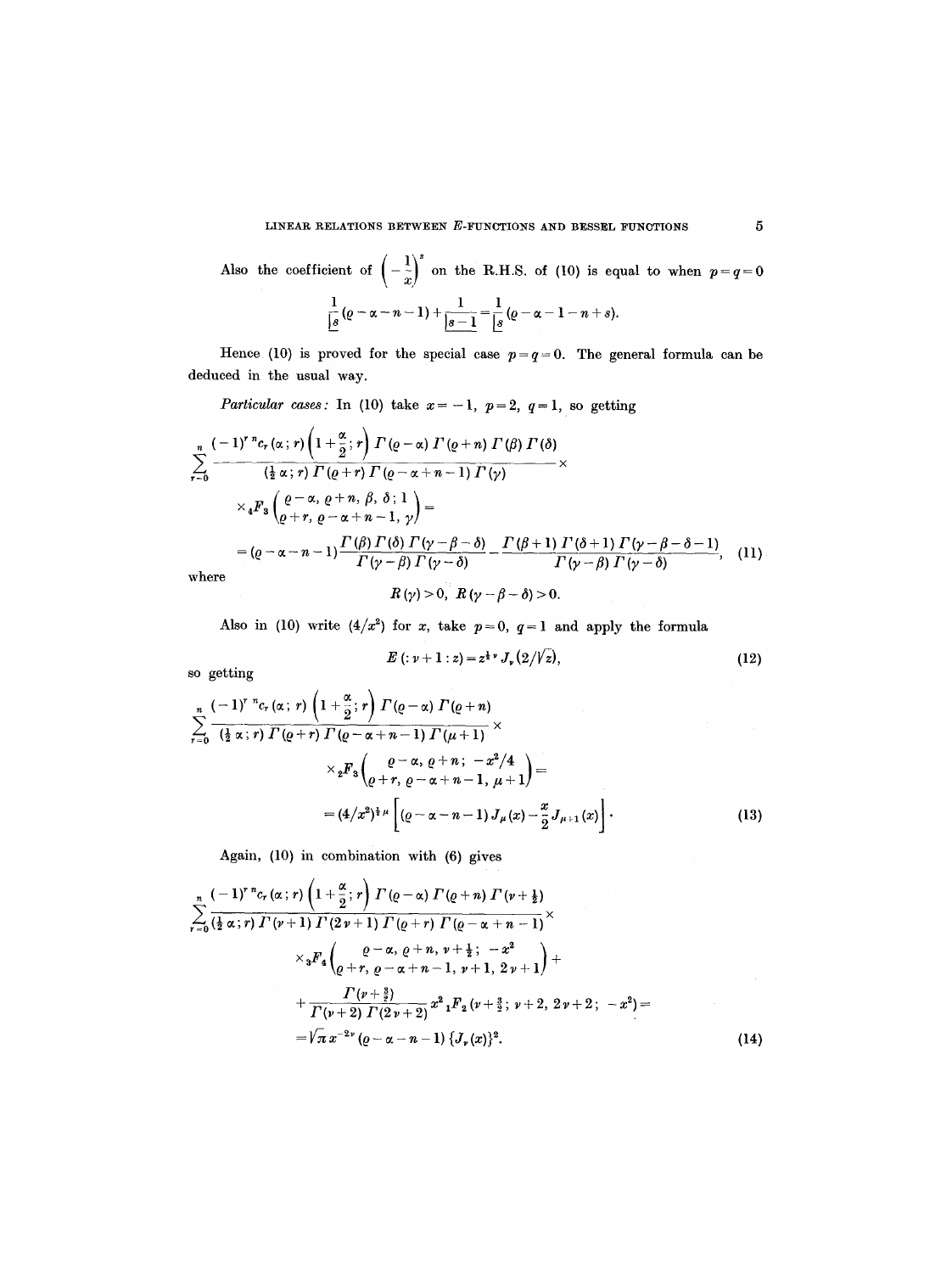Also the coefficient of $\left(-\frac{1}{x}\right)^s$ on the R.H.S. of (10) is equal to when $p=q=0$

$$\frac{1}{\underline{|s}}(\varrho-\alpha-n-1)+\frac{1}{\underline{|s-1}}=\frac{1}{\underline{|s}}(\varrho-\alpha-1-n+s).$$

Hence (10) is proved for the special case $p=q=0$. The general formula can be deduced in the usual way.

*Particular cases:* In (10) take $x=-1$, $p=2$, $q=1$, so getting

$$\sum_{r=0}^{n}\frac{(-1)^r\,{}^nc_r(\alpha;r)\left(1+\frac{\alpha}{2};r\right)\Gamma(\varrho-\alpha)\,\Gamma(\varrho+n)\,\Gamma(\beta)\,\Gamma(\delta)}{(\frac{1}{2}\alpha;r)\,\Gamma(\varrho+r)\,\Gamma(\varrho-\alpha+n-1)\,\Gamma(\gamma)}\times$$

$$\times{}_4F_3\left(\begin{matrix}\varrho-\alpha,\ \varrho+n,\ \beta,\ \delta;\ 1\\ \varrho+r,\ \varrho-\alpha+n-1,\ \gamma\end{matrix}\right)=$$

$$=(\varrho-\alpha-n-1)\frac{\Gamma(\beta)\,\Gamma(\delta)\,\Gamma(\gamma-\beta-\delta)}{\Gamma(\gamma-\beta)\,\Gamma(\gamma-\delta)}-\frac{\Gamma(\beta+1)\,\Gamma(\delta+1)\,\Gamma(\gamma-\beta-\delta-1)}{\Gamma(\gamma-\beta)\,\Gamma(\gamma-\delta)},\qquad(11)$$

where

$$R(\gamma)>0,\ \ R(\gamma-\beta-\delta)>0.$$

Also in (10) write $(4/x^2)$ for $x$, take $p=0$, $q=1$ and apply the formula

$$E(:\nu+1:z)=z^{\frac{1}{2}\nu}J_\nu(2/\sqrt{z}),\qquad(12)$$

so getting

$$\sum_{r=0}^{n}\frac{(-1)^r\,{}^nc_r(\alpha;r)\left(1+\frac{\alpha}{2};r\right)\Gamma(\varrho-\alpha)\,\Gamma(\varrho+n)}{(\frac{1}{2}\alpha;r)\,\Gamma(\varrho+r)\,\Gamma(\varrho-\alpha+n-1)\,\Gamma(\mu+1)}\times$$

$$\times{}_2F_3\left(\begin{matrix}\varrho-\alpha,\ \varrho+n;\ -x^2/4\\ \varrho+r,\ \varrho-\alpha+n-1,\ \mu+1\end{matrix}\right)=$$

$$=(4/x^2)^{\frac{1}{2}\mu}\left[(\varrho-\alpha-n-1)\,J_\mu(x)-\frac{x}{2}J_{\mu+1}(x)\right].\qquad(13)$$

Again, (10) in combination with (6) gives

$$\sum_{r=0}^{n}\frac{(-1)^r\,{}^nc_r(\alpha;r)\left(1+\frac{\alpha}{2};r\right)\Gamma(\varrho-\alpha)\,\Gamma(\varrho+n)\,\Gamma(\nu+\frac{1}{2})}{(\frac{1}{2}\alpha;r)\,\Gamma(\nu+1)\,\Gamma(2\nu+1)\,\Gamma(\varrho+r)\,\Gamma(\varrho-\alpha+n-1)}\times$$

$$\times{}_3F_4\left(\begin{matrix}\varrho-\alpha,\ \varrho+n,\ \nu+\frac{1}{2};\ -x^2\\ \varrho+r,\ \varrho-\alpha+n-1,\ \nu+1,\ 2\nu+1\end{matrix}\right)+$$

$$+\frac{\Gamma(\nu+\frac{3}{2})}{\Gamma(\nu+2)\,\Gamma(2\nu+2)}x^2\,{}_1F_2(\nu+\tfrac{3}{2};\ \nu+2,\ 2\nu+2;\ -x^2)=$$

$$=\sqrt{\pi}\,x^{-2\nu}(\varrho-\alpha-n-1)\,\{J_\nu(x)\}^2.\qquad(14)$$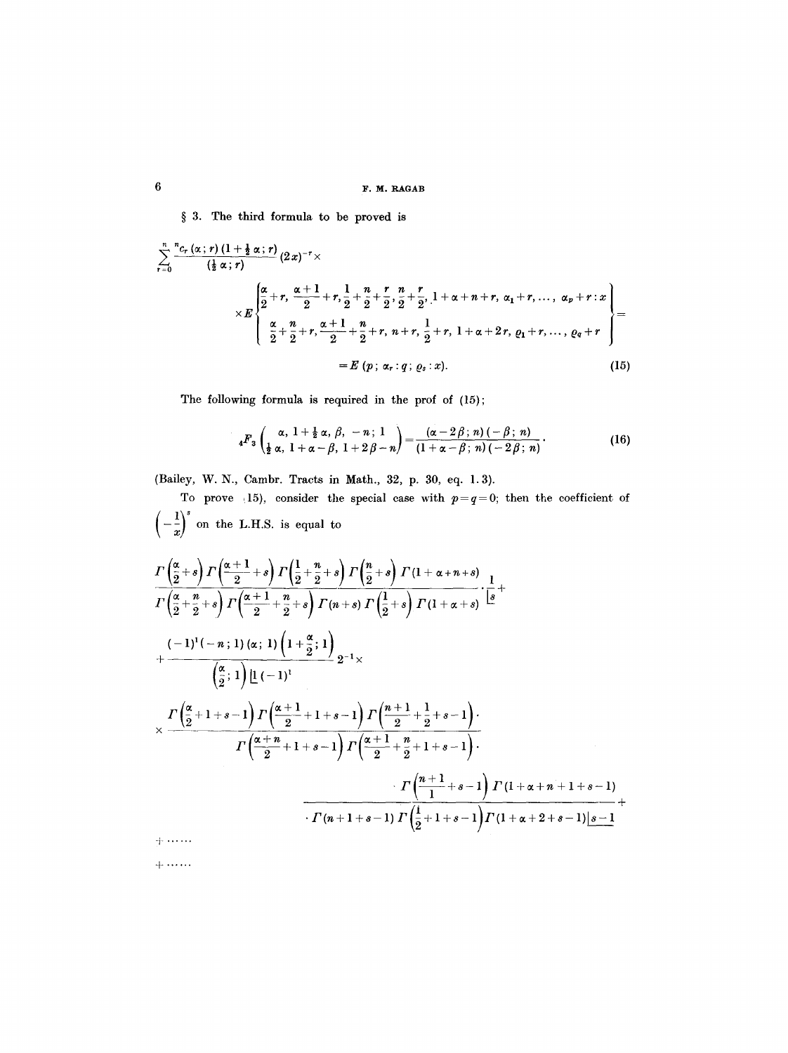§ 3. The third formula to be proved is

$$\sum_{r=0}^{n} \frac{{}^nc_r(\alpha;r)(1+\frac{1}{2}\alpha;r)}{(\frac{1}{2}\alpha;r)}(2x)^{-r}\times$$

$$\times E\left\{\begin{matrix}\frac{\alpha}{2}+r,\ \frac{\alpha+1}{2}+r,\frac{1}{2}+\frac{n}{2}+\frac{r}{2},\frac{n}{2}+\frac{r}{2}, 1+\alpha+n+r,\ \alpha_1+r,\dots,\ \alpha_p+r:x\\ \frac{\alpha}{2}+\frac{n}{2}+r,\frac{\alpha+1}{2}+\frac{n}{2}+r,\ n+r,\ \frac{1}{2}+r,\ 1+\alpha+2r,\ \varrho_1+r,\dots,\ \varrho_q+r\end{matrix}\right\}=$$

$$=E(p;\alpha_r:q;\varrho_s:x). \tag{15}$$

The following formula is required in the prof of (15);

$${}_4F_3\left(\begin{matrix}\alpha,\ 1+\frac{1}{2}\alpha,\ \beta,\ -n;\ 1\\ \frac{1}{2}\alpha,\ 1+\alpha-\beta,\ 1+2\beta-n\end{matrix}\right)=\frac{(\alpha-2\beta;n)(-\beta;n)}{(1+\alpha-\beta;n)(-2\beta;n)}. \tag{16}$$

(Bailey, W. N., Cambr. Tracts in Math., 32, p. 30, eq. 1.3).

To prove (15), consider the special case with $p=q=0$; then the coefficient of $\left(-\frac{1}{x}\right)^s$ on the L.H.S. is equal to

$$\frac{\Gamma\left(\frac{\alpha}{2}+s\right)\Gamma\left(\frac{\alpha+1}{2}+s\right)\Gamma\left(\frac{1}{2}+\frac{n}{2}+s\right)\Gamma\left(\frac{n}{2}+s\right)\Gamma(1+\alpha+n+s)}{\Gamma\left(\frac{\alpha}{2}+\frac{n}{2}+s\right)\Gamma\left(\frac{\alpha+1}{2}+\frac{n}{2}+s\right)\Gamma(n+s)\,\Gamma\left(\frac{1}{2}+s\right)\Gamma(1+\alpha+s)}\cdot\frac{1}{\lfloor s}+$$

$$+\frac{(-1)^1(-n;1)(\alpha;1)\left(1+\frac{\alpha}{2};1\right)}{\left(\frac{\alpha}{2};1\right)\lfloor 1\,(-1)^1}2^{-1}\times$$

$$\times\frac{\Gamma\left(\frac{\alpha}{2}+1+s-1\right)\Gamma\left(\frac{\alpha+1}{2}+1+s-1\right)\Gamma\left(\frac{n+1}{2}+\frac{1}{2}+s-1\right)\cdot}{\Gamma\left(\frac{\alpha+n}{2}+1+s-1\right)\Gamma\left(\frac{\alpha+1}{2}+\frac{n}{2}+1+s-1\right)\cdot}$$

$$\frac{\cdot\,\Gamma\left(\frac{n+1}{1}+s-1\right)\Gamma(1+\alpha+n+1+s-1)}{\cdot\,\Gamma(n+1+s-1)\,\Gamma\left(\frac{1}{2}+1+s-1\right)\Gamma(1+\alpha+2+s-1)\lfloor s-1}+$$

$+\dots\dots$

$+\dots\dots$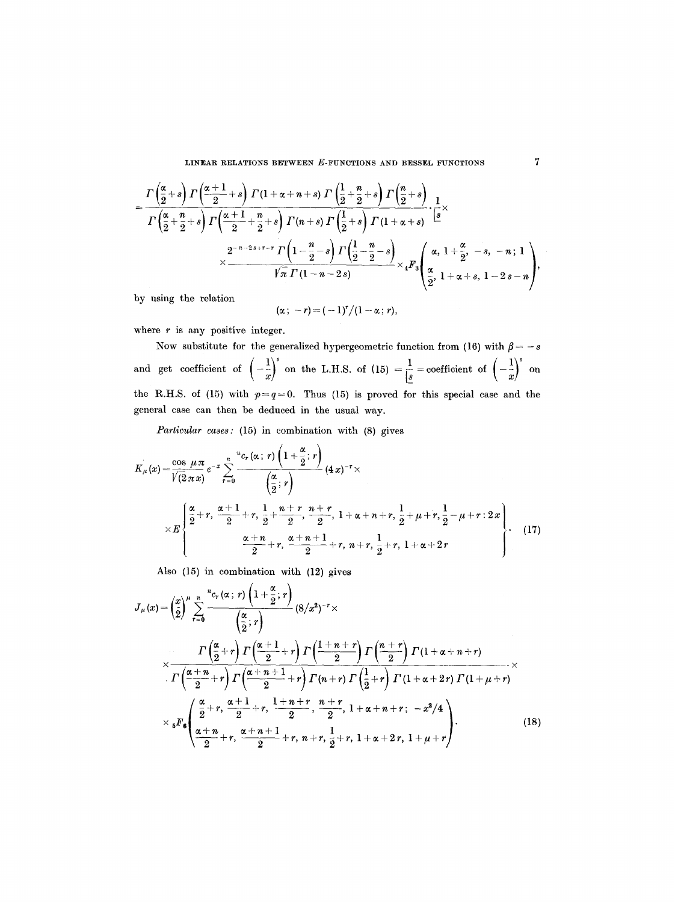$$
= \frac{\Gamma\left(\frac{\alpha}{2}+s\right)\Gamma\left(\frac{\alpha+1}{2}+s\right)\Gamma(1+\alpha+n+s)\,\Gamma\left(\frac{1}{2}+\frac{n}{2}+s\right)\Gamma\left(\frac{n}{2}+s\right)}{\Gamma\left(\frac{\alpha}{2}+\frac{n}{2}+s\right)\Gamma\left(\frac{\alpha+1}{2}+\frac{n}{2}+s\right)\Gamma(n+s)\,\Gamma\left(\frac{1}{2}+s\right)\Gamma(1+\alpha+s)}\cdot\frac{1}{\lfloor s}\times
$$

$$
\times\frac{2^{-n-2s+r-r}\,\Gamma\left(1-\frac{n}{2}-s\right)\Gamma\left(\frac{1}{2}-\frac{n}{2}-s\right)}{\sqrt{\pi}\,\Gamma(1-n-2s)}\times{}_4F_3\left(\begin{matrix}\alpha,\ 1+\frac{\alpha}{2},\ -s,\ -n;\ 1\\ \frac{\alpha}{2},\ 1+\alpha+s,\ 1-2s-n\end{matrix}\right),
$$

by using the relation

$$
(\alpha;\ -r) = (-1)^r/(1-\alpha;\ r),
$$

where $r$ is any positive integer.

Now substitute for the generalized hypergeometric function from (16) with $\beta = -s$ and get coefficient of $\left(-\frac{1}{x}\right)^s$ on the L.H.S. of (15) $= \frac{1}{\lfloor s} =$ coefficient of $\left(-\frac{1}{x}\right)^s$ on the R.H.S. of (15) with $p = q = 0$. Thus (15) is proved for this special case and the general case can then be deduced in the usual way.

*Particular cases:* (15) in combination with (8) gives

$$
K_\mu(x) = \frac{\cos\mu\pi}{\sqrt{(2\pi x)}}\,e^{-x}\sum_{r=0}^{n}\frac{{}^nc_r(\alpha;\ r)\left(1+\frac{\alpha}{2};\ r\right)}{\left(\frac{\alpha}{2};\ r\right)}(4x)^{-r}\times
$$

$$
\times E\left\{\begin{matrix}\frac{\alpha}{2}+r,\ \frac{\alpha+1}{2}+r,\ \frac{1}{2}+\frac{n+r}{2},\ \frac{n+r}{2},\ 1+\alpha+n+r,\ \frac{1}{2}+\mu+r,\ \frac{1}{2}-\mu+r : 2x\\ \frac{\alpha+n}{2}+r,\ \frac{\alpha+n+1}{2}+r,\ n+r,\ \frac{1}{2}+r,\ 1+\alpha+2r\end{matrix}\right\}. \tag{17}
$$

Also (15) in combination with (12) gives

$$
J_\mu(x) = \left(\frac{x}{2}\right)^\mu\sum_{r=0}^{n}\frac{{}^nc_r(\alpha;\ r)\left(1+\frac{\alpha}{2};\ r\right)}{\left(\frac{\alpha}{2};\ r\right)}(8/x^2)^{-r}\times
$$

$$
\times\frac{\Gamma\left(\frac{\alpha}{2}+r\right)\Gamma\left(\frac{\alpha+1}{2}+r\right)\Gamma\left(\frac{1+n+r}{2}\right)\Gamma\left(\frac{n+r}{2}\right)\Gamma(1+\alpha+n+r)}{\Gamma\left(\frac{\alpha+n}{2}+r\right)\Gamma\left(\frac{\alpha+n+1}{2}+r\right)\Gamma(n+r)\,\Gamma\left(\frac{1}{2}+r\right)\Gamma(1+\alpha+2r)\,\Gamma(1+\mu+r)}\times
$$

$$
\times{}_5F_6\left(\begin{matrix}\frac{\alpha}{2}+r,\ \frac{\alpha+1}{2}+r,\ \frac{1+n+r}{2},\ \frac{n+r}{2},\ 1+\alpha+n+r;\ -x^2/4\\ \frac{\alpha+n}{2}+r,\ \frac{\alpha+n+1}{2}+r,\ n+r,\ \frac{1}{2}+r,\ 1+\alpha+2r,\ 1+\mu+r\end{matrix}\right). \tag{18}
$$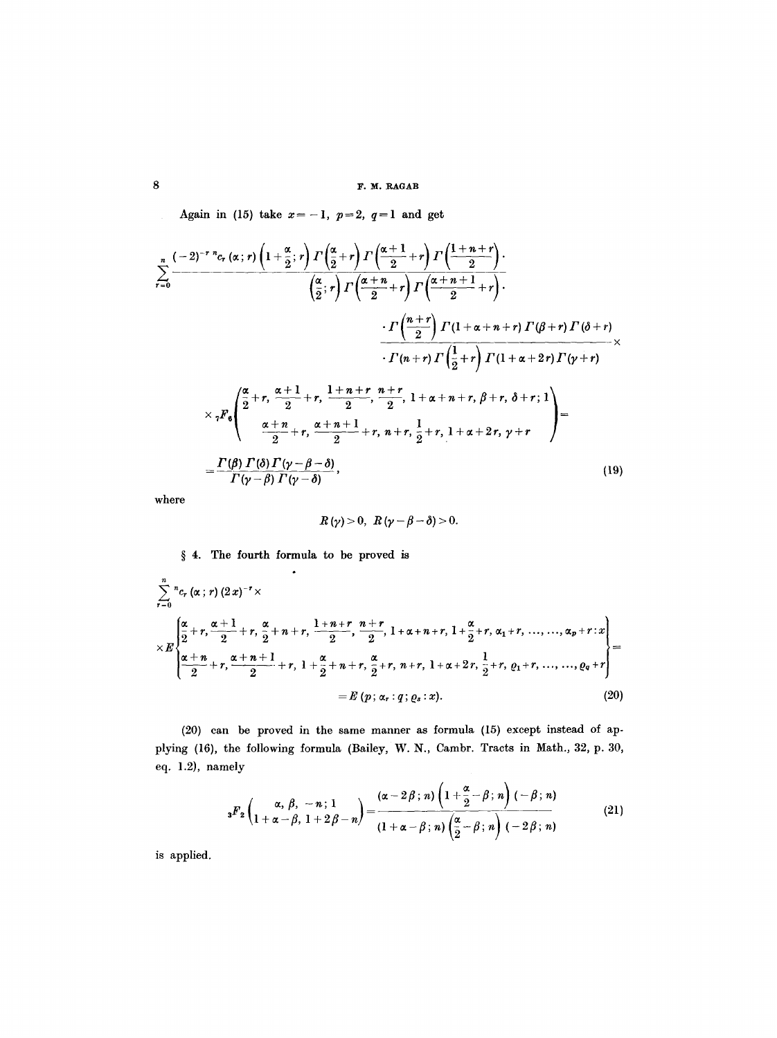Again in (15) take $x = -1$, $p = 2$, $q = 1$ and get

$$\sum_{r=0}^{n} \frac{(-2)^{-r}\, {}^{n}c_r(\alpha; r)\left(1+\frac{\alpha}{2}; r\right)\Gamma\left(\frac{\alpha}{2}+r\right)\Gamma\left(\frac{\alpha+1}{2}+r\right)\Gamma\left(\frac{1+n+r}{2}\right)\cdot}{\left(\frac{\alpha}{2}; r\right)\Gamma\left(\frac{\alpha+n}{2}+r\right)\Gamma\left(\frac{\alpha+n+1}{2}+r\right)\cdot}$$

$$\frac{\cdot\,\Gamma\left(\frac{n+r}{2}\right)\Gamma(1+\alpha+n+r)\,\Gamma(\beta+r)\,\Gamma(\delta+r)}{\cdot\,\Gamma(n+r)\,\Gamma\left(\frac{1}{2}+r\right)\Gamma(1+\alpha+2r)\,\Gamma(\gamma+r)} \times$$

$$\times\, {}_7F_6\left(\begin{matrix} \frac{\alpha}{2}+r,\ \frac{\alpha+1}{2}+r,\ \frac{1+n+r}{2},\ \frac{n+r}{2},\ 1+\alpha+n+r,\ \beta+r,\ \delta+r;\ 1 \\ \frac{\alpha+n}{2}+r,\ \frac{\alpha+n+1}{2}+r,\ n+r,\ \frac{1}{2}+r,\ 1+\alpha+2r,\ \gamma+r \end{matrix}\right) =$$

$$= \frac{\Gamma(\beta)\,\Gamma(\delta)\,\Gamma(\gamma-\beta-\delta)}{\Gamma(\gamma-\beta)\,\Gamma(\gamma-\delta)}, \tag{19}$$

where

$$R(\gamma) > 0,\ \ R(\gamma-\beta-\delta) > 0.$$

§ 4. The fourth formula to be proved is

$$\sum_{r=0}^{n} {}^{n}c_r(\alpha; r)\,(2x)^{-r} \times$$

$$\times E\left\{\begin{matrix} \frac{\alpha}{2}+r, \frac{\alpha+1}{2}+r, \frac{\alpha}{2}+n+r, \frac{1+n+r}{2}, \frac{n+r}{2}, 1+\alpha+n+r, 1+\frac{\alpha}{2}+r, \alpha_1+r, \ldots, \ldots, \alpha_p+r : x \\ \frac{\alpha+n}{2}+r, \frac{\alpha+n+1}{2}+r, 1+\frac{\alpha}{2}+n+r, \frac{\alpha}{2}+r, n+r, 1+\alpha+2r, \frac{1}{2}+r, \varrho_1+r, \ldots, \ldots, \varrho_q+r \end{matrix}\right\} =$$

$$= E(p; \alpha_r : q; \varrho_s : x). \tag{20}$$

(20) can be proved in the same manner as formula (15) except instead of applying (16), the following formula (Bailey, W. N., Cambr. Tracts in Math., 32, p. 30, eq. 1.2), namely

$${}_3F_2\left(\begin{matrix} \alpha, \beta, -n; 1 \\ 1+\alpha-\beta, 1+2\beta-n \end{matrix}\right) = \frac{(\alpha-2\beta; n)\left(1+\frac{\alpha}{2}-\beta; n\right)(-\beta; n)}{(1+\alpha-\beta; n)\left(\frac{\alpha}{2}-\beta; n\right)(-2\beta; n)} \tag{21}$$

is applied.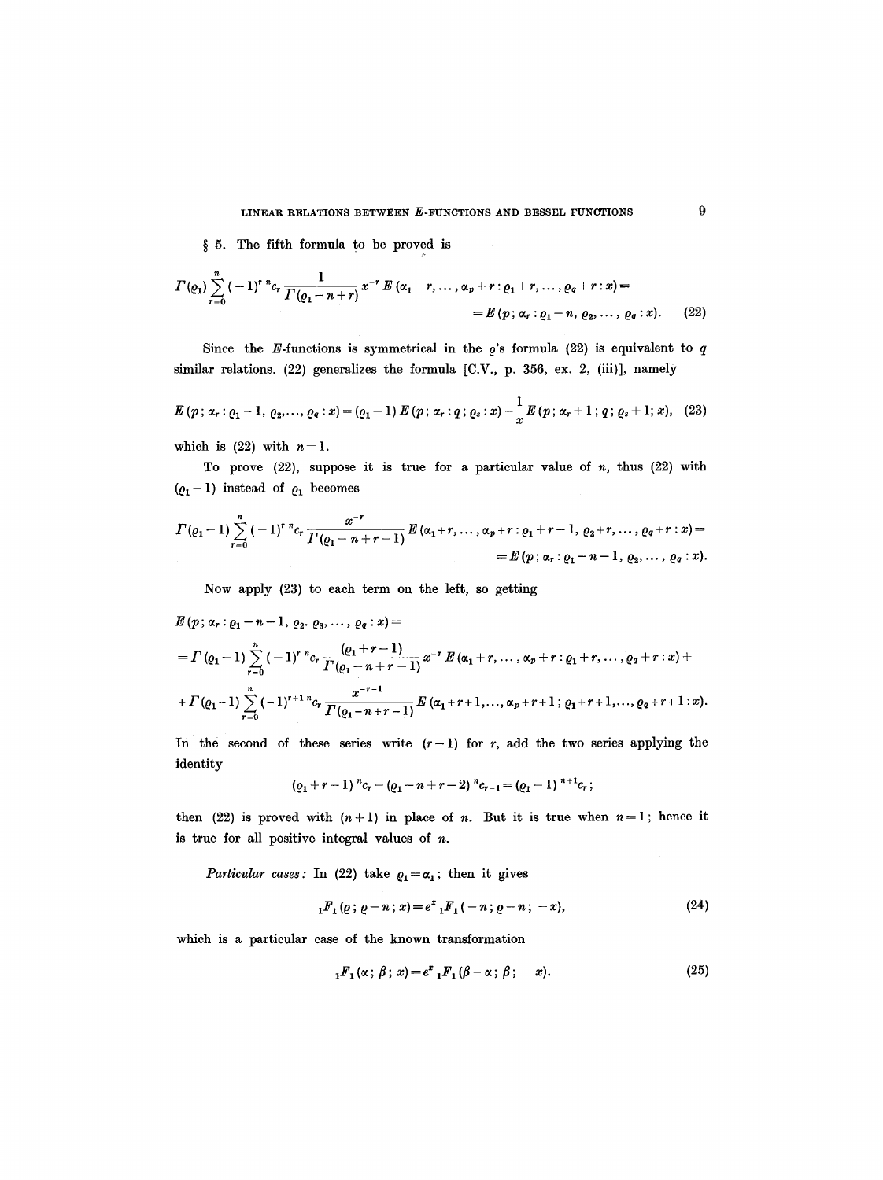§ 5. The fifth formula to be proved is

$$\Gamma(\varrho_1) \sum_{r=0}^{n} (-1)^r \, {}^n c_r \frac{1}{\Gamma(\varrho_1 - n + r)} x^{-r} E(\alpha_1 + r, \dots, \alpha_p + r : \varrho_1 + r, \dots, \varrho_q + r : x) = \\ = E(p; \alpha_r : \varrho_1 - n, \varrho_2, \dots, \varrho_q : x). \quad (22)$$

Since the $E$-functions is symmetrical in the $\varrho$'s formula (22) is equivalent to $q$ similar relations. (22) generalizes the formula [C.V., p. 356, ex. 2, (iii)], namely

$$E(p; \alpha_r : \varrho_1 - 1, \varrho_2, \dots, \varrho_q : x) = (\varrho_1 - 1) E(p; \alpha_r : q; \varrho_s : x) - \frac{1}{x} E(p; \alpha_r + 1; q; \varrho_s + 1; x), \quad (23)$$

which is (22) with $n = 1$.

To prove (22), suppose it is true for a particular value of $n$, thus (22) with $(\varrho_1 - 1)$ instead of $\varrho_1$ becomes

$$\Gamma(\varrho_1 - 1) \sum_{r=0}^{n} (-1)^r \, {}^n c_r \frac{x^{-r}}{\Gamma(\varrho_1 - n + r - 1)} E(\alpha_1 + r, \dots, \alpha_p + r : \varrho_1 + r - 1, \varrho_2 + r, \dots, \varrho_q + r : x) = \\ = E(p; \alpha_r : \varrho_1 - n - 1, \varrho_2, \dots, \varrho_q : x).$$

Now apply (23) to each term on the left, so getting

$$E(p; \alpha_r : \varrho_1 - n - 1, \varrho_2, \varrho_3, \dots, \varrho_q : x) = \\ = \Gamma(\varrho_1 - 1) \sum_{r=0}^{n} (-1)^r \, {}^n c_r \frac{(\varrho_1 + r - 1)}{\Gamma(\varrho_1 - n + r - 1)} x^{-r} E(\alpha_1 + r, \dots, \alpha_p + r : \varrho_1 + r, \dots, \varrho_q + r : x) + \\ + \Gamma(\varrho_1 - 1) \sum_{r=0}^{n} (-1)^{r+1} \, {}^n c_r \frac{x^{-r-1}}{\Gamma(\varrho_1 - n + r - 1)} E(\alpha_1 + r + 1, \dots, \alpha_p + r + 1 ; \varrho_1 + r + 1, \dots, \varrho_q + r + 1 : x).$$

In the second of these series write $(r-1)$ for $r$, add the two series applying the identity

$$(\varrho_1 + r - 1) \, {}^n c_r + (\varrho_1 - n + r - 2) \, {}^n c_{r-1} = (\varrho_1 - 1) \, {}^{n+1} c_r;$$

then (22) is proved with $(n+1)$ in place of $n$. But it is true when $n = 1$; hence it is true for all positive integral values of $n$.

*Particular cases:* In (22) take $\varrho_1 = \alpha_1$; then it gives

$${}_1F_1(\varrho; \varrho - n; x) = e^x \, {}_1F_1(-n; \varrho - n; -x), \quad (24)$$

which is a particular case of the known transformation

$${}_1F_1(\alpha; \beta; x) = e^x \, {}_1F_1(\beta - \alpha; \beta; -x). \quad (25)$$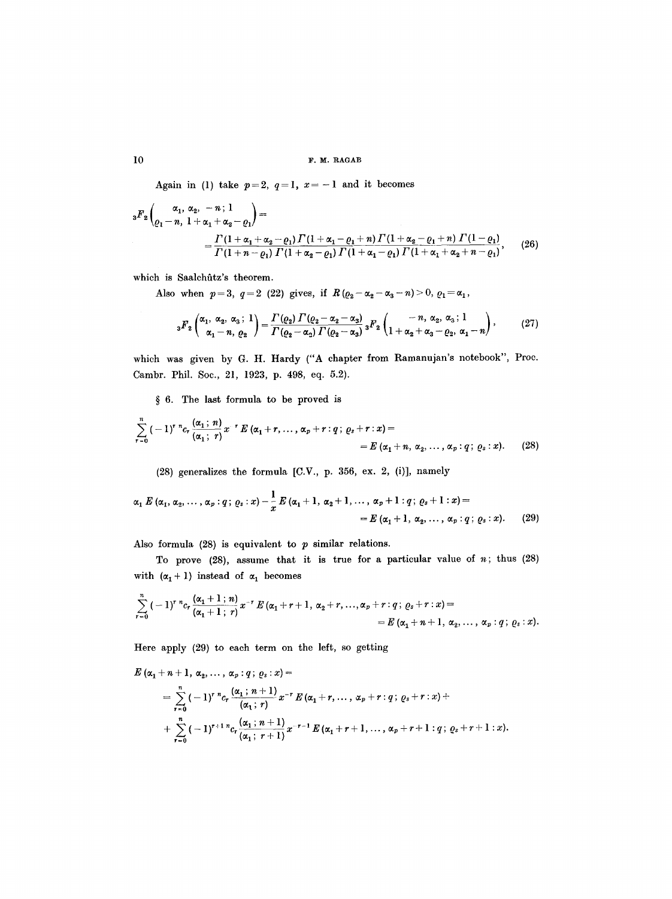Again in (1) take $p=2$, $q=1$, $x=-1$ and it becomes

$$
{}_3F_2\left(\begin{matrix}\alpha_1,\ \alpha_2,\ -n\,;\ 1\\ \varrho_1-n,\ 1+\alpha_1+\alpha_2-\varrho_1\end{matrix}\right)= \\
=\frac{\Gamma(1+\alpha_1+\alpha_2-\varrho_1)\,\Gamma(1+\alpha_1-\varrho_1+n)\,\Gamma(1+\alpha_2-\varrho_1+n)\,\Gamma(1-\varrho_1)}{\Gamma(1+n-\varrho_1)\,\Gamma(1+\alpha_2-\varrho_1)\,\Gamma(1+\alpha_1-\varrho_1)\,\Gamma(1+\alpha_1+\alpha_2+n-\varrho_1)}, \tag{26}
$$

which is Saalchûtz's theorem.

Also when $p=3$, $q=2$ (22) gives, if $R(\varrho_2-\alpha_2-\alpha_3-n)>0$, $\varrho_1=\alpha_1$,

$$
{}_3F_2\left(\begin{matrix}\alpha_1,\ \alpha_2,\ \alpha_3\,;\ 1\\ \alpha_1-n,\ \varrho_2\end{matrix}\right)=\frac{\Gamma(\varrho_2)\,\Gamma(\varrho_2-\alpha_2-\alpha_3)}{\Gamma(\varrho_2-\alpha_2)\,\Gamma(\varrho_2-\alpha_3)}\,{}_3F_2\left(\begin{matrix}-n,\ \alpha_2,\ \alpha_3\,;\ 1\\ 1+\alpha_2+\alpha_3-\varrho_2,\ \alpha_1-n\end{matrix}\right), \tag{27}
$$

which was given by G. H. Hardy ("A chapter from Ramanujan's notebook", Proc. Cambr. Phil. Soc., 21, 1923, p. 498, eq. 5.2).

§ 6. The last formula to be proved is

$$
\sum_{r=0}^{n}(-1)^r\,{}^nc_r\,\frac{(\alpha_1\,;\,n)}{(\alpha_1\,;\,r)}\,x^{-r}\,E(\alpha_1+r,\ldots,\alpha_p+r:q\,;\,\varrho_s+r:x)= \\
=E(\alpha_1+n,\alpha_2,\ldots,\alpha_p:q\,;\,\varrho_s:x). \tag{28}
$$

(28) generalizes the formula [C.V., p. 356, ex. 2, (i)], namely

$$
\alpha_1\,E(\alpha_1,\alpha_2,\ldots,\alpha_p:q\,;\,\varrho_s:x)-\frac{1}{x}\,E(\alpha_1+1,\,\alpha_2+1,\ldots,\,\alpha_p+1:q\,;\,\varrho_s+1:x)= \\
=E(\alpha_1+1,\,\alpha_2,\ldots,\,\alpha_p:q\,;\,\varrho_s:x). \tag{29}
$$

Also formula (28) is equivalent to $p$ similar relations.

To prove (28), assume that it is true for a particular value of $n$; thus (28) with $(\alpha_1+1)$ instead of $\alpha_1$ becomes

$$
\sum_{r=0}^{n}(-1)^r\,{}^nc_r\,\frac{(\alpha_1+1\,;\,n)}{(\alpha_1+1\,;\,r)}\,x^{-r}\,E(\alpha_1+r+1,\,\alpha_2+r,\ldots,\alpha_p+r:q\,;\,\varrho_s+r:x)= \\
=E(\alpha_1+n+1,\,\alpha_2,\ldots,\,\alpha_p:q\,;\,\varrho_s:x).
$$

Here apply (29) to each term on the left, so getting

$$
E(\alpha_1+n+1,\,\alpha_2,\ldots,\,\alpha_p:q\,;\,\varrho_s:x)= \\
=\sum_{r=0}^{n}(-1)^r\,{}^nc_r\,\frac{(\alpha_1\,;\,n+1)}{(\alpha_1\,;\,r)}\,x^{-r}\,E(\alpha_1+r,\ldots,\,\alpha_p+r:q\,;\,\varrho_s+r:x)+ \\
+\sum_{r=0}^{n}(-1)^{r+1}\,{}^nc_r\,\frac{(\alpha_1\,;\,n+1)}{(\alpha_1\,;\,r+1)}\,x^{-r-1}\,E(\alpha_1+r+1,\ldots,\,\alpha_p+r+1:q\,;\,\varrho_s+r+1:x).
$$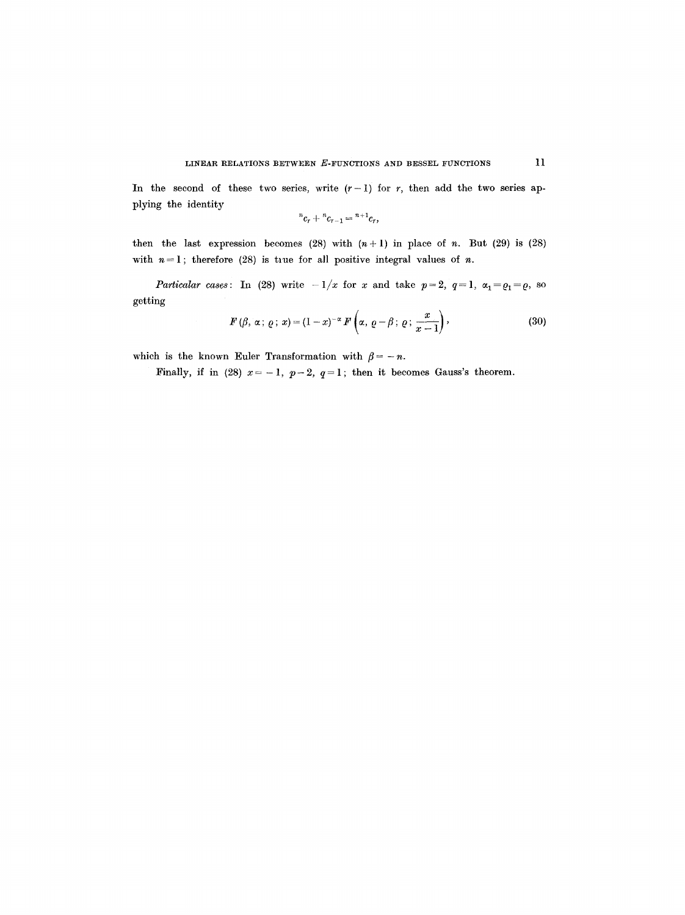In the second of these two series, write $(r-1)$ for $r$, then add the two series applying the identity

$$ {}^{n}c_{r} + {}^{n}c_{r-1} = {}^{n+1}c_{r}, $$

then the last expression becomes (28) with $(n+1)$ in place of $n$. But (29) is (28) with $n=1$; therefore (28) is true for all positive integral values of $n$.

*Particular cases*: In (28) write $-1/x$ for $x$ and take $p=2$, $q=1$, $\alpha_1 = \varrho_1 = \varrho$, so getting

$$ F(\beta, \alpha; \varrho; x) = (1-x)^{-\alpha} F\left(\alpha, \varrho - \beta; \varrho; \frac{x}{x-1}\right), \tag{30} $$

which is the known Euler Transformation with $\beta = -n$.

Finally, if in (28) $x = -1$, $p-2$, $q=1$; then it becomes Gauss's theorem.